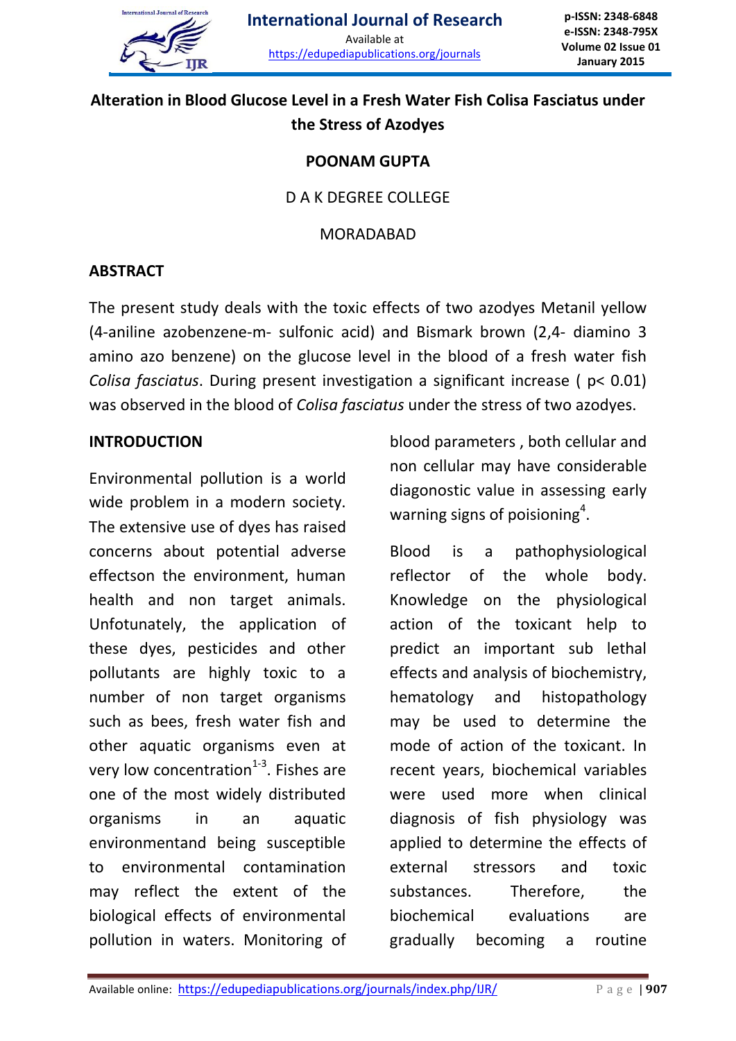# Alteration in Blood Glucose Level in a Fresh Water Fish Colisa Fasciatus under the Stress of Azodyes

**POONAM GUPTA**

D A K DEGREE COLLEGE

MORADABAD

## ABSTRACT

The present study deals with the toxic effects of two azodyes Metanil yellow (4-aniline azobenzene-m- sulfonic acid) and Bismark brown (2,4- diamino 3 amino azo benzene) on the glucose level in the blood of a fresh water fish *Colisa fasciatus*. During present investigation a significant increase ( $p< 0.01$) was observed in the blood of *Colisa fasciatus* under the stress of two azodyes.

## INTRODUCTION

Environmental pollution is a world wide problem in a modern society. The extensive use of dyes has raised concerns about potential adverse effectson the environment, human health and non target animals. Unfotunately, the application of these dyes, pesticides and other pollutants are highly toxic to a number of non target organisms such as bees, fresh water fish and other aquatic organisms even at very low concentration[1-3]. Fishes are one of the most widely distributed organisms in an aquatic environmentand being susceptible to environmental contamination may reflect the extent of the biological effects of environmental pollution in waters. Monitoring of blood parameters , both cellular and non cellular may have considerable diagonostic value in assessing early warning signs of poisioning[4].

Blood is a pathophysiological reflector of the whole body. Knowledge on the physiological action of the toxicant help to predict an important sub lethal effects and analysis of biochemistry, hematology and histopathology may be used to determine the mode of action of the toxicant. In recent years, biochemical variables were used more when clinical diagnosis of fish physiology was applied to determine the effects of external stressors and toxic substances. Therefore, the biochemical evaluations are gradually becoming a routine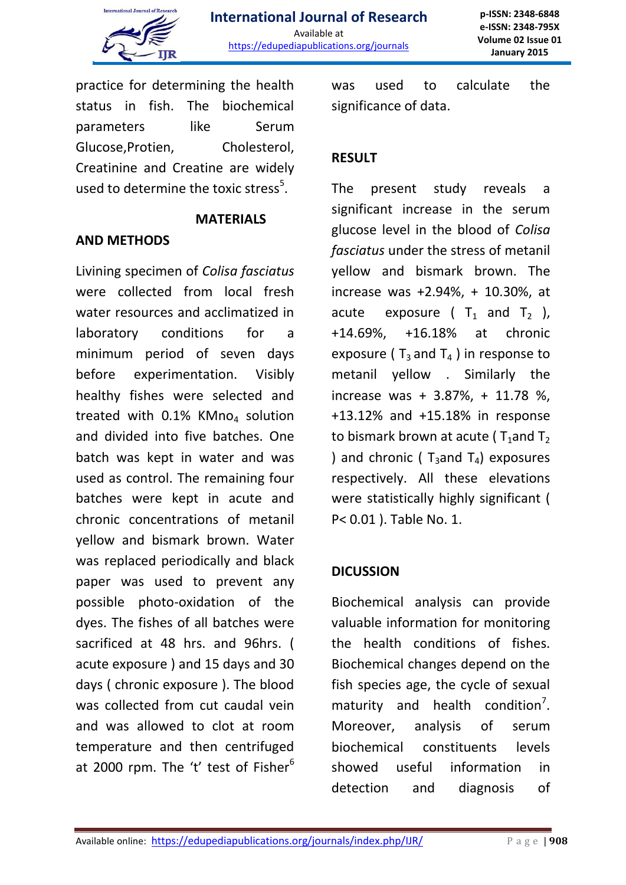practice for determining the health status in fish. The biochemical parameters like Serum Glucose,Protien, Cholesterol, Creatinine and Creatine are widely used to determine the toxic stress[5].

## MATERIALS AND METHODS

Livining specimen of *Colisa fasciatus* were collected from local fresh water resources and acclimatized in laboratory conditions for a minimum period of seven days before experimentation. Visibly healthy fishes were selected and treated with 0.1% $KMno_4$ solution and divided into five batches. One batch was kept in water and was used as control. The remaining four batches were kept in acute and chronic concentrations of metanil yellow and bismark brown. Water was replaced periodically and black paper was used to prevent any possible photo-oxidation of the dyes. The fishes of all batches were sacrificed at 48 hrs. and 96hrs. ( acute exposure ) and 15 days and 30 days ( chronic exposure ). The blood was collected from cut caudal vein and was allowed to clot at room temperature and then centrifuged at 2000 rpm. The 't' test of Fisher[6] was used to calculate the significance of data.

## RESULT

The present study reveals a significant increase in the serum glucose level in the blood of *Colisa fasciatus* under the stress of metanil yellow and bismark brown. The increase was +2.94%, + 10.30%, at acute exposure ( $T_1$ and $T_2$ ), +14.69%, +16.18% at chronic exposure ( $T_3$ and $T_4$ ) in response to metanil yellow . Similarly the increase was + 3.87%, + 11.78 %, +13.12% and +15.18% in response to bismark brown at acute ( $T_1$and $T_2$ ) and chronic ( $T_3$and $T_4$) exposures respectively. All these elevations were statistically highly significant ( $P< 0.01$ ). Table No. 1.

## DICUSSION

Biochemical analysis can provide valuable information for monitoring the health conditions of fishes. Biochemical changes depend on the fish species age, the cycle of sexual maturity and health condition[7]. Moreover, analysis of serum biochemical constituents levels showed useful information in detection and diagnosis of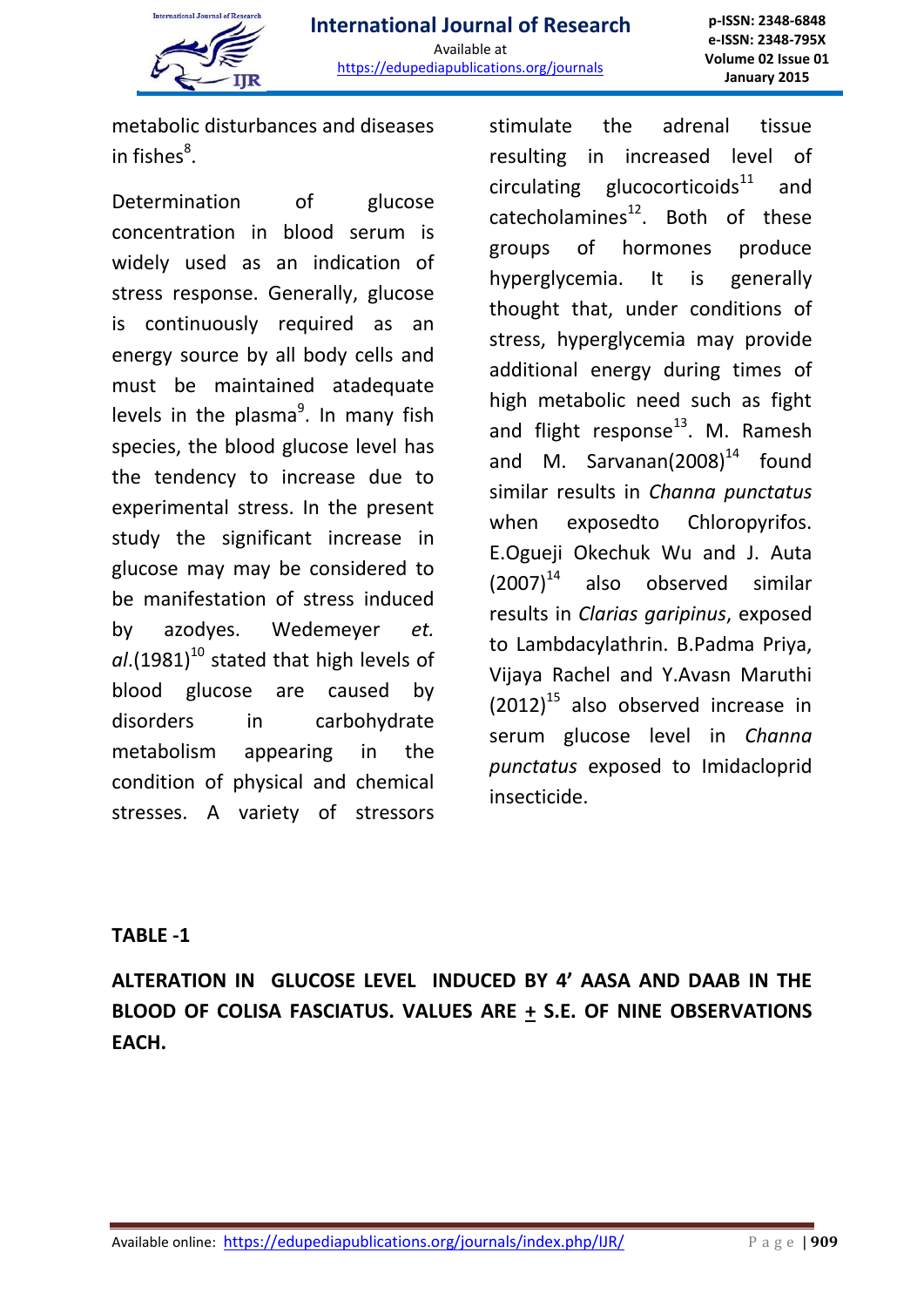metabolic disturbances and diseases in fishes[8].

Determination of glucose concentration in blood serum is widely used as an indication of stress response. Generally, glucose is continuously required as an energy source by all body cells and must be maintained atadequate levels in the plasma[9]. In many fish species, the blood glucose level has the tendency to increase due to experimental stress. In the present study the significant increase in glucose may may be considered to be manifestation of stress induced by azodyes. Wedemeyer *et. al*.(1981)[10] stated that high levels of blood glucose are caused by disorders in carbohydrate metabolism appearing in the condition of physical and chemical stresses. A variety of stressors stimulate the adrenal tissue resulting in increased level of circulating glucocorticoids[11] and catecholamines[12]. Both of these groups of hormones produce hyperglycemia. It is generally thought that, under conditions of stress, hyperglycemia may provide additional energy during times of high metabolic need such as fight and flight response[13]. M. Ramesh and M. Sarvanan(2008)[14] found similar results in *Channa punctatus* when exposedto Chloropyrifos. E.Ogueji Okechuk Wu and J. Auta (2007)[14] also observed similar results in *Clarias garipinus*, exposed to Lambdacylathrin. B.Padma Priya, Vijaya Rachel and Y.Avasn Maruthi (2012)[15] also observed increase in serum glucose level in *Channa punctatus* exposed to Imidacloprid insecticide.

**TABLE -1**

**ALTERATION IN GLUCOSE LEVEL INDUCED BY 4' AASA AND DAAB IN THE BLOOD OF COLISA FASCIATUS. VALUES ARE ± S.E. OF NINE OBSERVATIONS EACH.**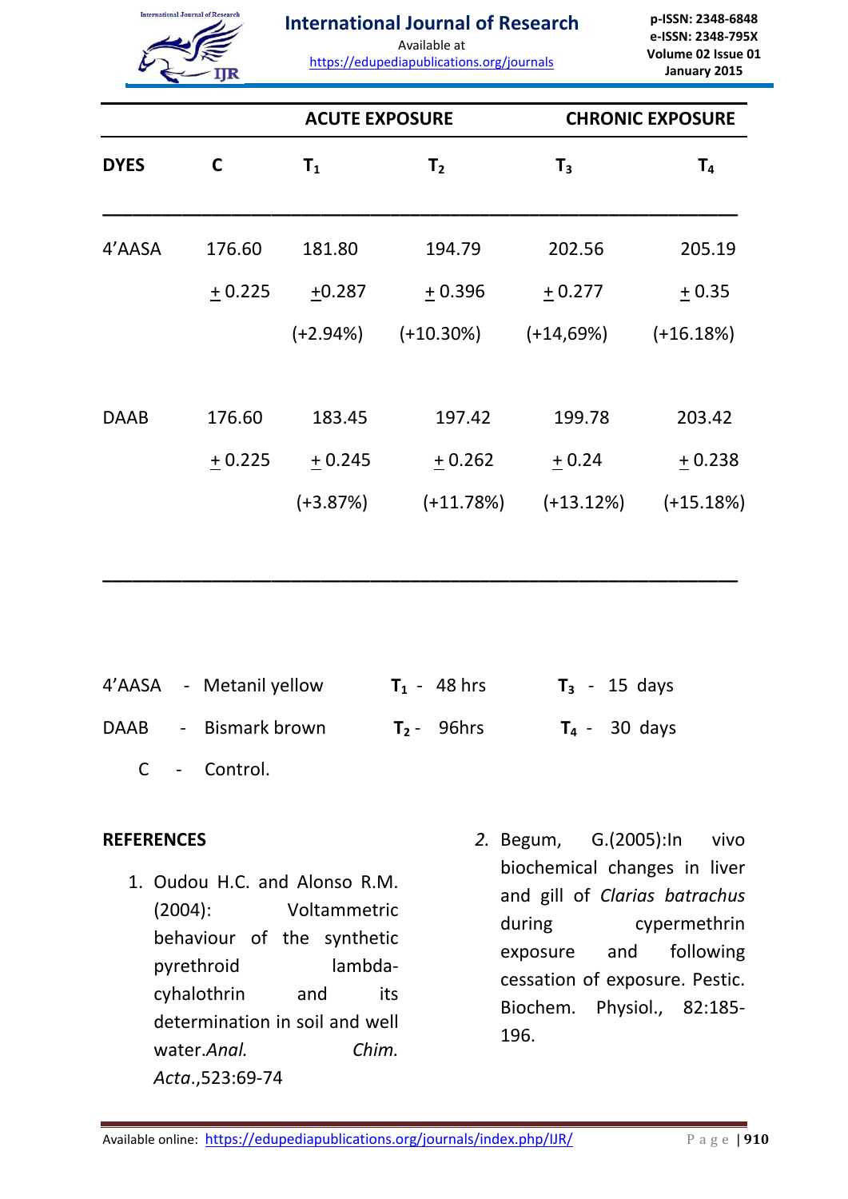| | | ACUTE EXPOSURE | | CHRONIC EXPOSURE | |
|---|---|---|---|---|---|
| **DYES** | **C** | **$T_1$** | **$T_2$** | **$T_3$** | **$T_4$** |
| 4'AASA | 176.60 | 181.80 | 194.79 | 202.56 | 205.19 |
| | $\pm$ 0.225 | $\pm$0.287 | $\pm$ 0.396 | $\pm$ 0.277 | $\pm$ 0.35 |
| | | (+2.94%) | (+10.30%) | (+14,69%) | (+16.18%) |
| DAAB | 176.60 | 183.45 | 197.42 | 199.78 | 203.42 |
| | $\pm$ 0.225 | $\pm$ 0.245 | $\pm$ 0.262 | $\pm$ 0.24 | $\pm$ 0.238 |
| | | (+3.87%) | (+11.78%) | (+13.12%) | (+15.18%) |

4'AASA - Metanil yellow    $T_1$ - 48 hrs    $T_3$ - 15 days

DAAB - Bismark brown    $T_2$ - 96hrs    $T_4$ - 30 days

C - Control.

## REFERENCES

1. Oudou H.C. and Alonso R.M. (2004): Voltammetric behaviour of the synthetic pyrethroid lambda-cyhalothrin and its determination in soil and well water. *Anal. Chim. Acta.*,523:69-74
2. Begum, G.(2005):In vivo biochemical changes in liver and gill of *Clarias batrachus* during cypermethrin exposure and following cessation of exposure. Pestic. Biochem. Physiol., 82:185-196.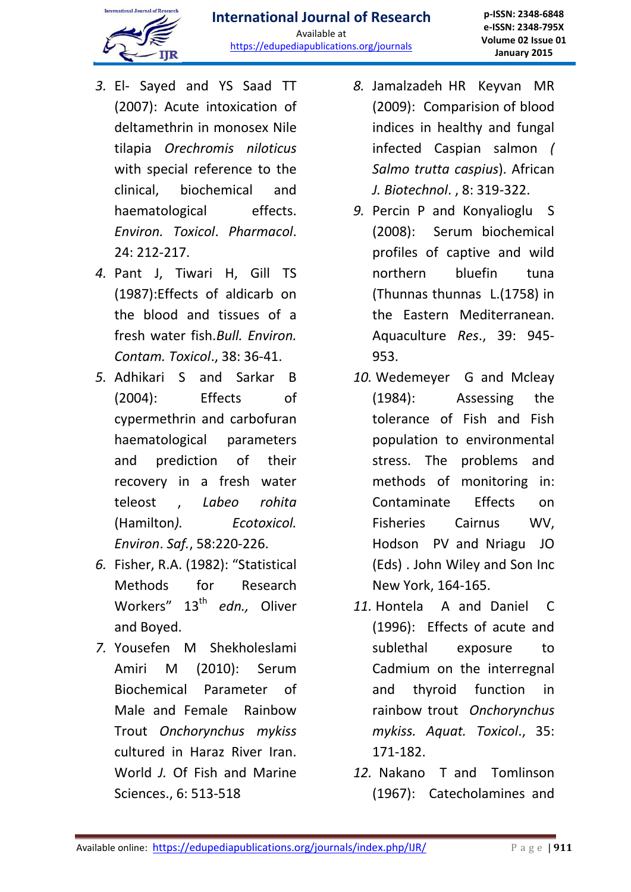3. El- Sayed and YS Saad TT (2007): Acute intoxication of deltamethrin in monosex Nile tilapia *Orechromis niloticus* with special reference to the clinical, biochemical and haematological effects. *Environ. Toxicol*. *Pharmacol*. 24: 212-217.
4. Pant J, Tiwari H, Gill TS (1987):Effects of aldicarb on the blood and tissues of a fresh water fish.*Bull. Environ. Contam. Toxicol*., 38: 36-41.
5. Adhikari S and Sarkar B (2004): Effects of cypermethrin and carbofuran haematological parameters and prediction of their recovery in a fresh water teleost , *Labeo rohita* (Hamilton*).* *Ecotoxicol. Environ*. *Saf.*, 58:220-226.
6. Fisher, R.A. (1982): "Statistical Methods for Research Workers" 13th *edn.,* Oliver and Boyed.
7. Yousefen M Shekholeslami Amiri M (2010): Serum Biochemical Parameter of Male and Female Rainbow Trout *Onchorynchus mykiss* cultured in Haraz River Iran. World *J.* Of Fish and Marine Sciences., 6: 513-518
8. Jamalzadeh HR Keyvan MR (2009): Comparision of blood indices in healthy and fungal infected Caspian salmon *( Salmo trutta caspius*). African *J. Biotechnol*. , 8: 319-322.
9. Percin P and Konyalioglu S (2008): Serum biochemical profiles of captive and wild northern bluefin tuna (Thunnas thunnas L.(1758) in the Eastern Mediterranean. Aquaculture *Res*., 39: 945-953.
10. Wedemeyer G and Mcleay (1984): Assessing the tolerance of Fish and Fish population to environmental stress. The problems and methods of monitoring in: Contaminate Effects on Fisheries Cairnus WV, Hodson PV and Nriagu JO (Eds) . John Wiley and Son Inc New York, 164-165.
11. Hontela A and Daniel C (1996): Effects of acute and sublethal exposure to Cadmium on the interregnal and thyroid function in rainbow trout *Onchorynchus mykiss. Aquat. Toxicol*., 35: 171-182.
12. Nakano T and Tomlinson (1967): Catecholamines and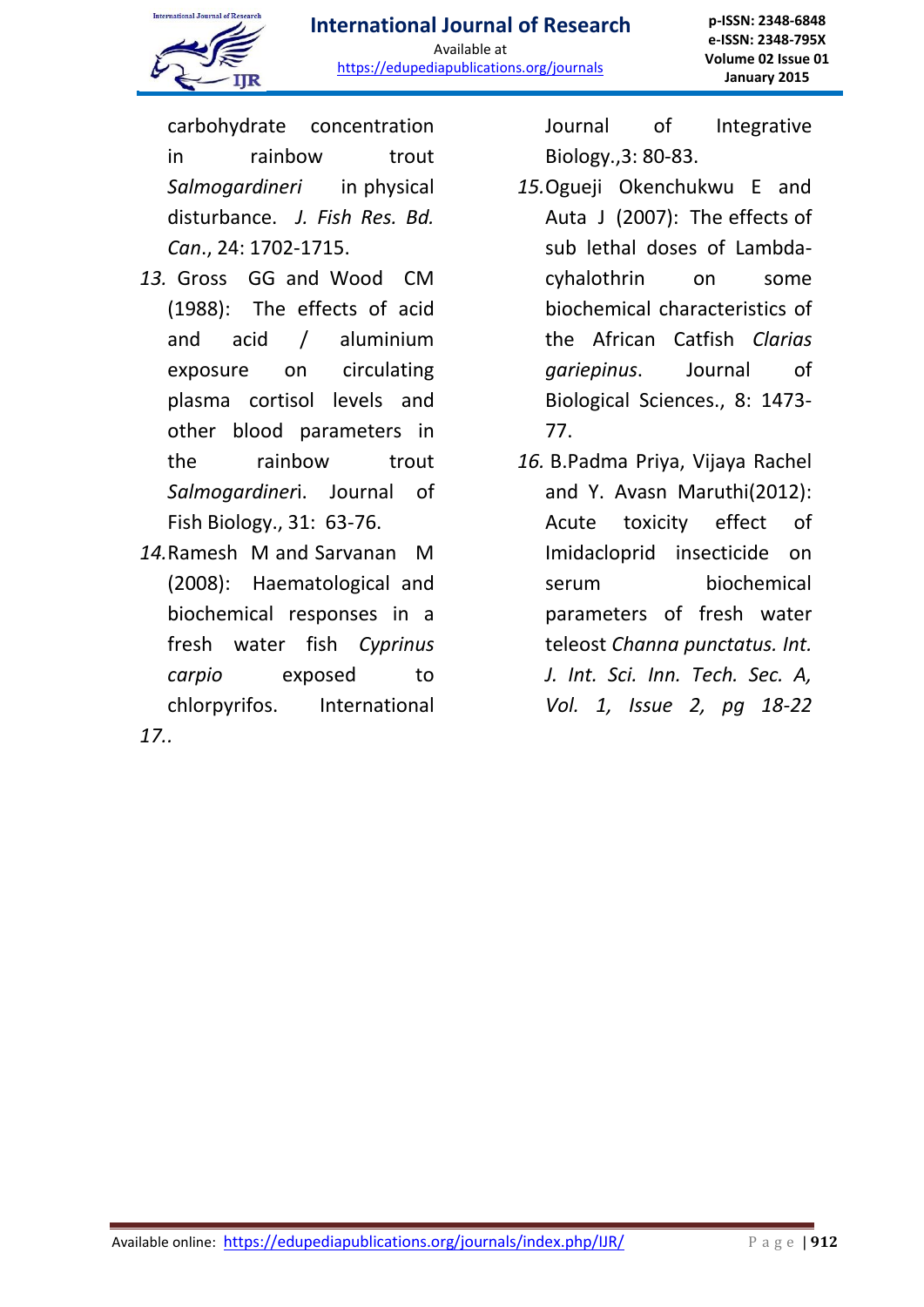carbohydrate concentration in rainbow trout *Salmogardineri* in physical disturbance. *J. Fish Res. Bd. Can*., 24: 1702-1715.

13. Gross GG and Wood CM (1988): The effects of acid and acid / aluminium exposure on circulating plasma cortisol levels and other blood parameters in the rainbow trout *Salmogardiner*i. Journal of Fish Biology., 31: 63-76.

14. Ramesh M and Sarvanan M (2008): Haematological and biochemical responses in a fresh water fish *Cyprinus carpio* exposed to chlorpyrifos. International Journal of Integrative Biology.,3: 80-83.

15. Ogueji Okenchukwu E and Auta J (2007): The effects of sub lethal doses of Lambda-cyhalothrin on some biochemical characteristics of the African Catfish *Clarias gariepinus*. Journal of Biological Sciences., 8: 1473-77.

16. B.Padma Priya, Vijaya Rachel and Y. Avasn Maruthi(2012): Acute toxicity effect of Imidacloprid insecticide on serum biochemical parameters of fresh water teleost *Channa punctatus. Int. J. Int. Sci. Inn. Tech. Sec. A, Vol. 1, Issue 2, pg 18-22*

17..